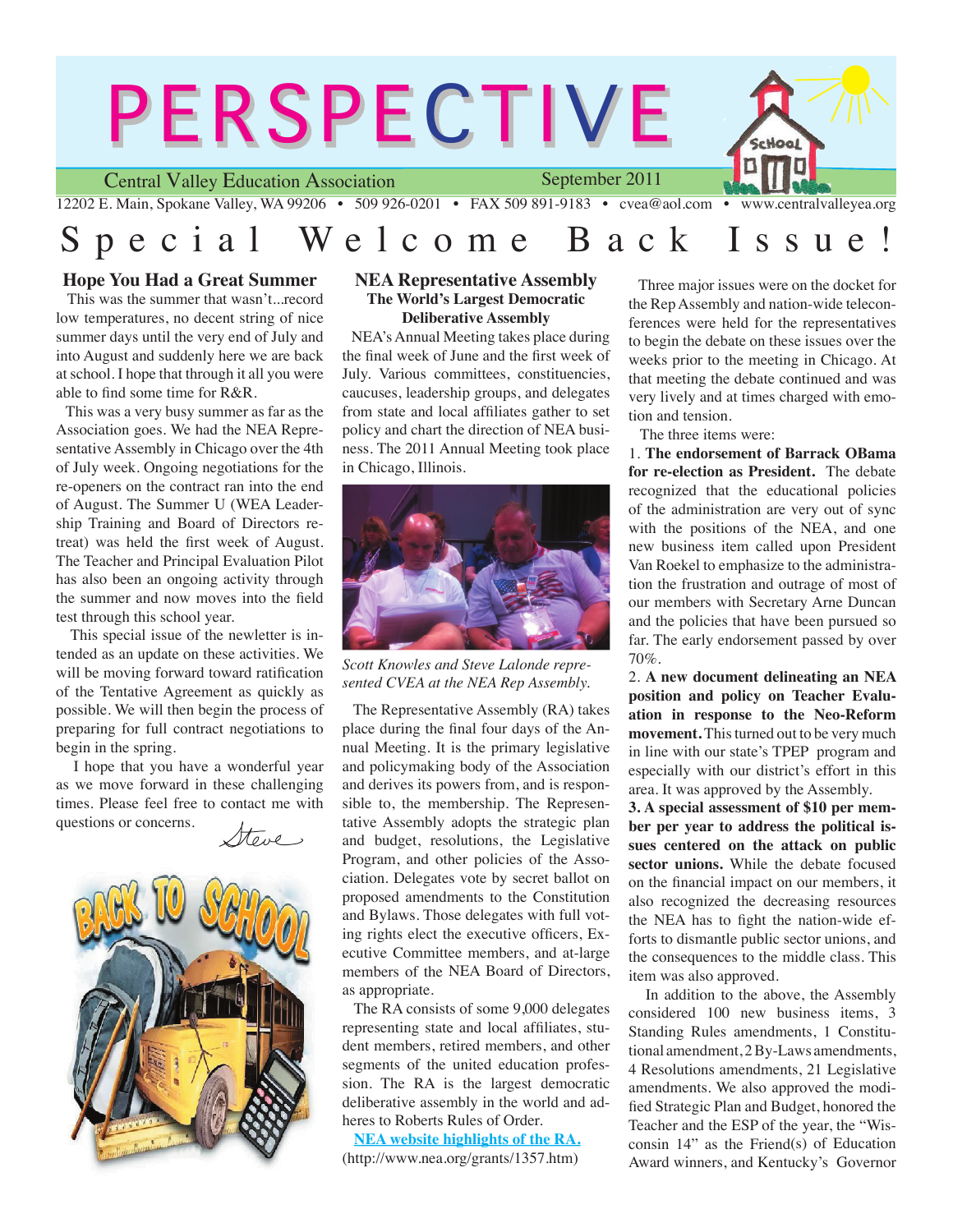# PERSPECTIVE

Central Valley Education Association — September 2011

12202 E. Main, Spokane Valley, WA 99206 • 509 926-0201 • FAX 509 891-9183 • cvea@aol.com • www.centralvalleyea.org

# Special Welcome Back Issue!

## Hope You Had a Great Summer

This was the summer that wasn't...record low temperatures, no decent string of nice summer days until the very end of July and into August and suddenly here we are back at school. I hope that through it all you were able to find some time for R&R.

This was a very busy summer as far as the Association goes. We had the NEA Representative Assembly in Chicago over the 4th of July week. Ongoing negotiations for the re-openers on the contract ran into the end of August. The Summer U (WEA Leadership Training and Board of Directors retreat) was held the first week of August. The Teacher and Principal Evaluation Pilot has also been an ongoing activity through the summer and now moves into the field test through this school year.

This special issue of the newletter is intended as an update on these activities. We will be moving forward toward ratification of the Tentative Agreement as quickly as possible. We will then begin the process of preparing for full contract negotiations to begin in the spring.

I hope that you have a wonderful year as we move forward in these challenging times. Please feel free to contact me with questions or concerns.

*Steve*

## NEA Representative Assembly

**The World's Largest Democratic Deliberative Assembly**

NEA's Annual Meeting takes place during the final week of June and the first week of July. Various committees, constituencies, caucuses, leadership groups, and delegates from state and local affiliates gather to set policy and chart the direction of NEA business. The 2011 Annual Meeting took place in Chicago, Illinois.

*Scott Knowles and Steve Lalonde represented CVEA at the NEA Rep Assembly.*

The Representative Assembly (RA) takes place during the final four days of the Annual Meeting. It is the primary legislative and policymaking body of the Association and derives its powers from, and is responsible to, the membership. The Representative Assembly adopts the strategic plan and budget, resolutions, the Legislative Program, and other policies of the Association. Delegates vote by secret ballot on proposed amendments to the Constitution and Bylaws. Those delegates with full voting rights elect the executive officers, Executive Committee members, and at-large members of the NEA Board of Directors, as appropriate.

The RA consists of some 9,000 delegates representing state and local affiliates, student members, retired members, and other segments of the united education profession. The RA is the largest democratic deliberative assembly in the world and adheres to Roberts Rules of Order.

[NEA website highlights of the RA.](http://www.nea.org/grants/1357.htm)
(http://www.nea.org/grants/1357.htm)

Three major issues were on the docket for the Rep Assembly and nation-wide teleconferences were held for the representatives to begin the debate on these issues over the weeks prior to the meeting in Chicago. At that meeting the debate continued and was very lively and at times charged with emotion and tension.

The three items were:

1. **The endorsement of Barrack OBama for re-election as President.** The debate recognized that the educational policies of the administration are very out of sync with the positions of the NEA, and one new business item called upon President Van Roekel to emphasize to the administration the frustration and outrage of most of our members with Secretary Arne Duncan and the policies that have been pursued so far. The early endorsement passed by over 70%.
2. **A new document delineating an NEA position and policy on Teacher Evaluation in response to the Neo-Reform movement.** This turned out to be very much in line with our state's TPEP program and especially with our district's effort in this area. It was approved by the Assembly.
3. **A special assessment of $10 per member per year to address the political issues centered on the attack on public sector unions.** While the debate focused on the financial impact on our members, it also recognized the decreasing resources the NEA has to fight the nation-wide efforts to dismantle public sector unions, and the consequences to the middle class. This item was also approved.

In addition to the above, the Assembly considered 100 new business items, 3 Standing Rules amendments, 1 Constitutional amendment, 2 By-Laws amendments, 4 Resolutions amendments, 21 Legislative amendments. We also approved the modified Strategic Plan and Budget, honored the Teacher and the ESP of the year, the "Wisconsin 14" as the Friend(s) of Education Award winners, and Kentucky's Governor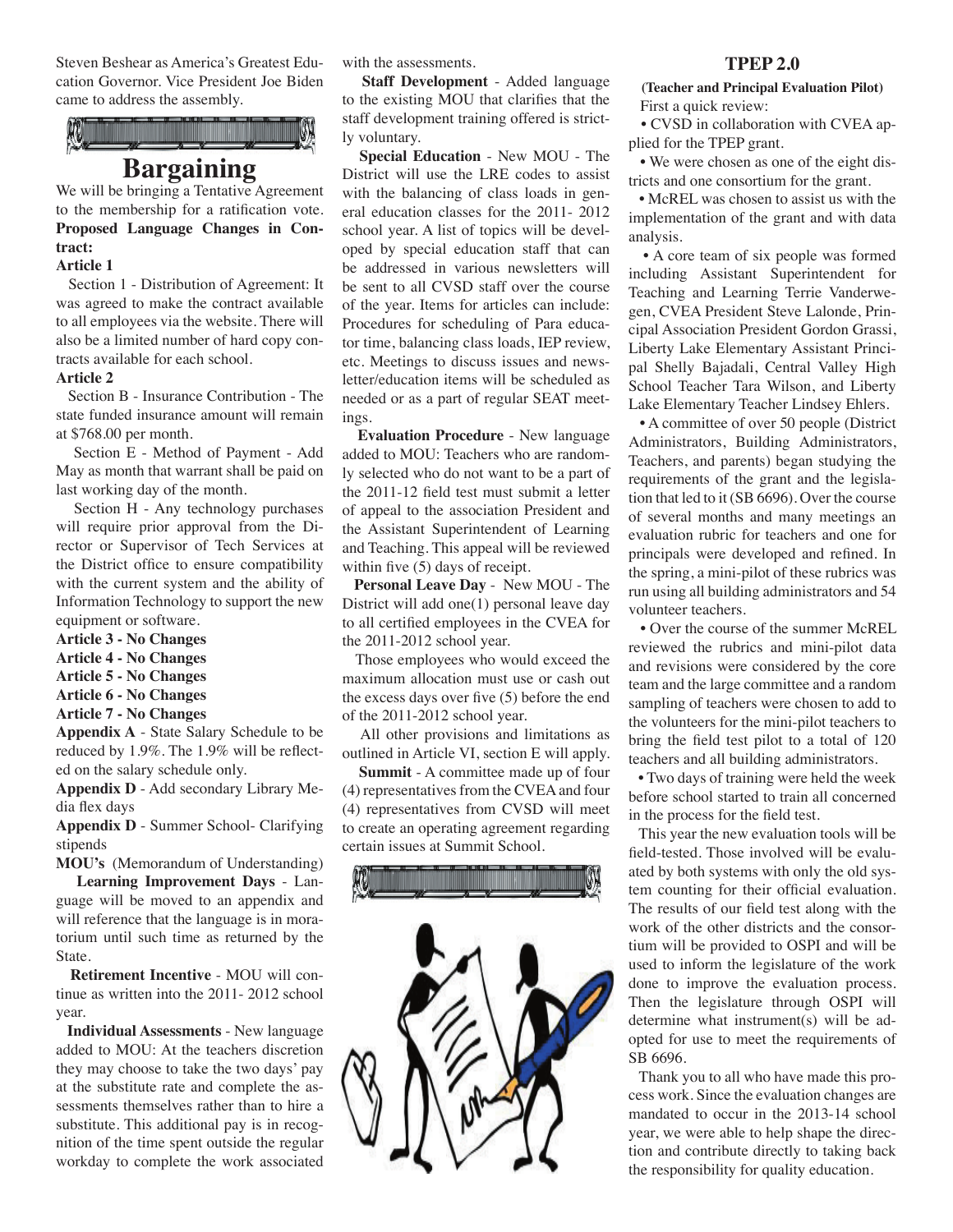Steven Beshear as America's Greatest Education Governor. Vice President Joe Biden came to address the assembly.

# Bargaining

We will be bringing a Tentative Agreement to the membership for a ratification vote.

**Proposed Language Changes in Contract:**

**Article 1**

Section 1 - Distribution of Agreement: It was agreed to make the contract available to all employees via the website. There will also be a limited number of hard copy contracts available for each school.

**Article 2**

Section B - Insurance Contribution - The state funded insurance amount will remain at $768.00 per month.

Section E - Method of Payment - Add May as month that warrant shall be paid on last working day of the month.

Section H - Any technology purchases will require prior approval from the Director or Supervisor of Tech Services at the District office to ensure compatibility with the current system and the ability of Information Technology to support the new equipment or software.

**Article 3 - No Changes**

**Article 4 - No Changes**

**Article 5 - No Changes**

**Article 6 - No Changes**

**Article 7 - No Changes**

**Appendix A** - State Salary Schedule to be reduced by 1.9%. The 1.9% will be reflected on the salary schedule only.

**Appendix D** - Add secondary Library Media flex days

**Appendix D** - Summer School- Clarifying stipends

**MOU's** (Memorandum of Understanding)

**Learning Improvement Days** - Language will be moved to an appendix and will reference that the language is in moratorium until such time as returned by the State.

**Retirement Incentive** - MOU will continue as written into the 2011- 2012 school year.

**Individual Assessments** - New language added to MOU: At the teachers discretion they may choose to take the two days' pay at the substitute rate and complete the assessments themselves rather than to hire a substitute. This additional pay is in recognition of the time spent outside the regular workday to complete the work associated with the assessments.

**Staff Development** - Added language to the existing MOU that clarifies that the staff development training offered is strictly voluntary.

**Special Education** - New MOU - The District will use the LRE codes to assist with the balancing of class loads in general education classes for the 2011- 2012 school year. A list of topics will be developed by special education staff that can be addressed in various newsletters will be sent to all CVSD staff over the course of the year. Items for articles can include: Procedures for scheduling of Para educator time, balancing class loads, IEP review, etc. Meetings to discuss issues and newsletter/education items will be scheduled as needed or as a part of regular SEAT meetings.

**Evaluation Procedure** - New language added to MOU: Teachers who are randomly selected who do not want to be a part of the 2011-12 field test must submit a letter of appeal to the association President and the Assistant Superintendent of Learning and Teaching. This appeal will be reviewed within five (5) days of receipt.

**Personal Leave Day** - New MOU - The District will add one(1) personal leave day to all certified employees in the CVEA for the 2011-2012 school year.

Those employees who would exceed the maximum allocation must use or cash out the excess days over five (5) before the end of the 2011-2012 school year.

All other provisions and limitations as outlined in Article VI, section E will apply.

**Summit** - A committee made up of four (4) representatives from the CVEA and four (4) representatives from CVSD will meet to create an operating agreement regarding certain issues at Summit School.

## TPEP 2.0

**(Teacher and Principal Evaluation Pilot)**

First a quick review:

- CVSD in collaboration with CVEA applied for the TPEP grant.
- We were chosen as one of the eight districts and one consortium for the grant.
- McREL was chosen to assist us with the implementation of the grant and with data analysis.
- A core team of six people was formed including Assistant Superintendent for Teaching and Learning Terrie Vanderwegen, CVEA President Steve Lalonde, Principal Association President Gordon Grassi, Liberty Lake Elementary Assistant Principal Shelly Bajadali, Central Valley High School Teacher Tara Wilson, and Liberty Lake Elementary Teacher Lindsey Ehlers.
- A committee of over 50 people (District Administrators, Building Administrators, Teachers, and parents) began studying the requirements of the grant and the legislation that led to it (SB 6696). Over the course of several months and many meetings an evaluation rubric for teachers and one for principals were developed and refined. In the spring, a mini-pilot of these rubrics was run using all building administrators and 54 volunteer teachers.
- Over the course of the summer McREL reviewed the rubrics and mini-pilot data and revisions were considered by the core team and the large committee and a random sampling of teachers were chosen to add to the volunteers for the mini-pilot teachers to bring the field test pilot to a total of 120 teachers and all building administrators.
- Two days of training were held the week before school started to train all concerned in the process for the field test.

This year the new evaluation tools will be field-tested. Those involved will be evaluated by both systems with only the old system counting for their official evaluation. The results of our field test along with the work of the other districts and the consortium will be provided to OSPI and will be used to inform the legislature of the work done to improve the evaluation process. Then the legislature through OSPI will determine what instrument(s) will be adopted for use to meet the requirements of SB 6696.

Thank you to all who have made this process work. Since the evaluation changes are mandated to occur in the 2013-14 school year, we were able to help shape the direction and contribute directly to taking back the responsibility for quality education.